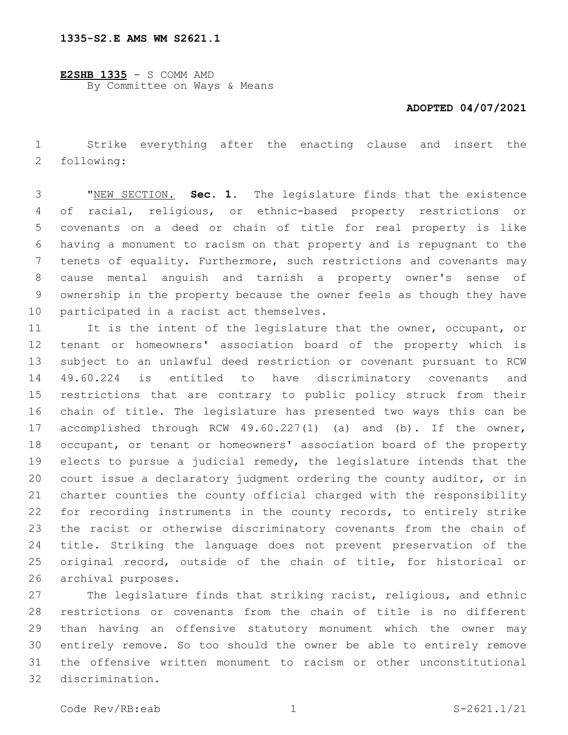**1335-S2.E AMS WM S2621.1**

**E2SHB 1335** - S COMM AMD
By Committee on Ways & Means

**ADOPTED 04/07/2021**

Strike everything after the enacting clause and insert the following:

"NEW SECTION. **Sec. 1.** The legislature finds that the existence of racial, religious, or ethnic-based property restrictions or covenants on a deed or chain of title for real property is like having a monument to racism on that property and is repugnant to the tenets of equality. Furthermore, such restrictions and covenants may cause mental anguish and tarnish a property owner's sense of ownership in the property because the owner feels as though they have participated in a racist act themselves.

It is the intent of the legislature that the owner, occupant, or tenant or homeowners' association board of the property which is subject to an unlawful deed restriction or covenant pursuant to RCW 49.60.224 is entitled to have discriminatory covenants and restrictions that are contrary to public policy struck from their chain of title. The legislature has presented two ways this can be accomplished through RCW 49.60.227(1) (a) and (b). If the owner, occupant, or tenant or homeowners' association board of the property elects to pursue a judicial remedy, the legislature intends that the court issue a declaratory judgment ordering the county auditor, or in charter counties the county official charged with the responsibility for recording instruments in the county records, to entirely strike the racist or otherwise discriminatory covenants from the chain of title. Striking the language does not prevent preservation of the original record, outside of the chain of title, for historical or archival purposes.

The legislature finds that striking racist, religious, and ethnic restrictions or covenants from the chain of title is no different than having an offensive statutory monument which the owner may entirely remove. So too should the owner be able to entirely remove the offensive written monument to racism or other unconstitutional discrimination.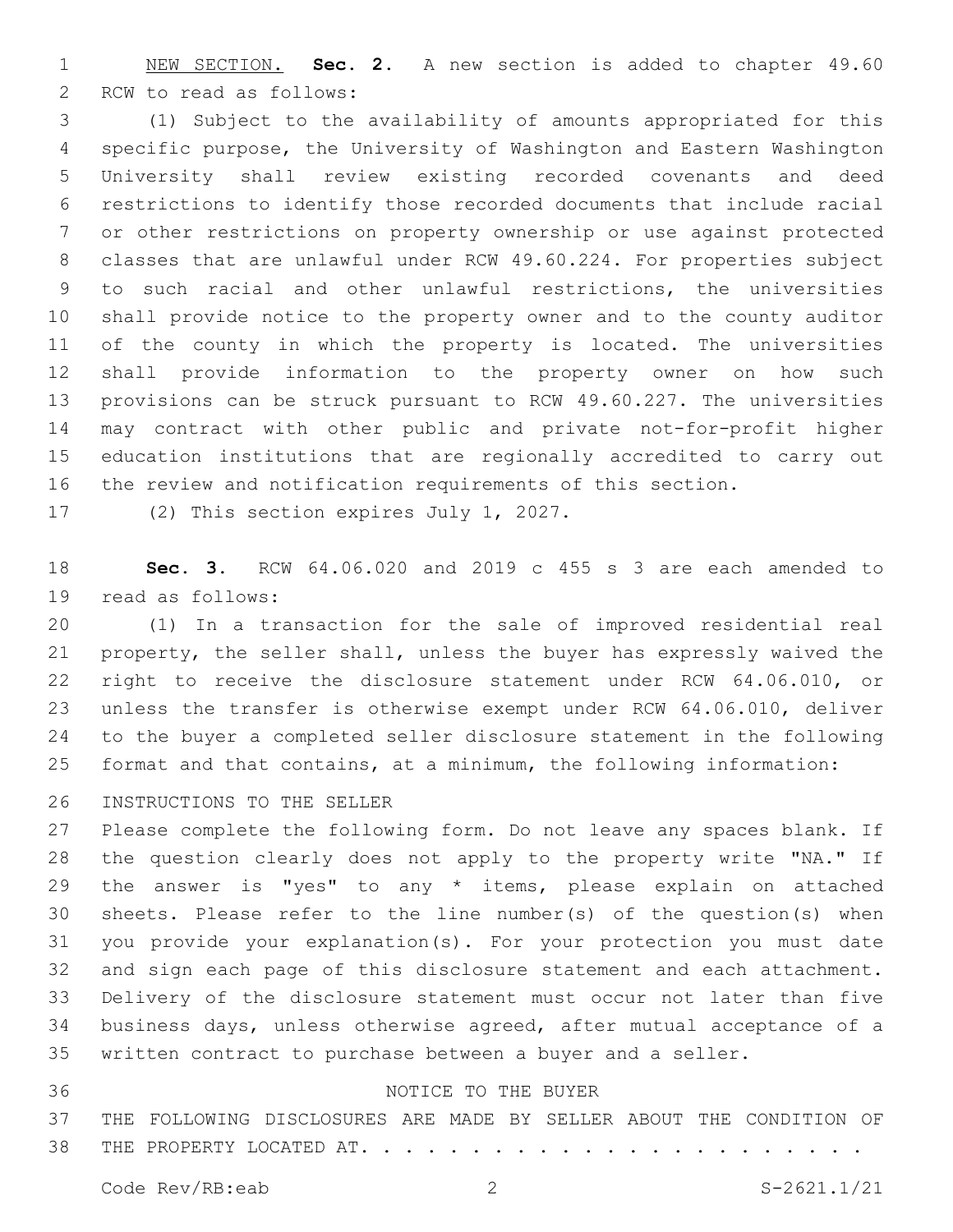NEW SECTION. **Sec. 2.** A new section is added to chapter 49.60 RCW to read as follows:

(1) Subject to the availability of amounts appropriated for this specific purpose, the University of Washington and Eastern Washington University shall review existing recorded covenants and deed restrictions to identify those recorded documents that include racial or other restrictions on property ownership or use against protected classes that are unlawful under RCW 49.60.224. For properties subject to such racial and other unlawful restrictions, the universities shall provide notice to the property owner and to the county auditor of the county in which the property is located. The universities shall provide information to the property owner on how such provisions can be struck pursuant to RCW 49.60.227. The universities may contract with other public and private not-for-profit higher education institutions that are regionally accredited to carry out the review and notification requirements of this section.

(2) This section expires July 1, 2027.

**Sec. 3.** RCW 64.06.020 and 2019 c 455 s 3 are each amended to read as follows:

(1) In a transaction for the sale of improved residential real property, the seller shall, unless the buyer has expressly waived the right to receive the disclosure statement under RCW 64.06.010, or unless the transfer is otherwise exempt under RCW 64.06.010, deliver to the buyer a completed seller disclosure statement in the following format and that contains, at a minimum, the following information:

INSTRUCTIONS TO THE SELLER

Please complete the following form. Do not leave any spaces blank. If the question clearly does not apply to the property write "NA." If the answer is "yes" to any * items, please explain on attached sheets. Please refer to the line number(s) of the question(s) when you provide your explanation(s). For your protection you must date and sign each page of this disclosure statement and each attachment. Delivery of the disclosure statement must occur not later than five business days, unless otherwise agreed, after mutual acceptance of a written contract to purchase between a buyer and a seller.

NOTICE TO THE BUYER

THE FOLLOWING DISCLOSURES ARE MADE BY SELLER ABOUT THE CONDITION OF THE PROPERTY LOCATED AT. . . . . . . . . . . . . . . . . . . . . . . .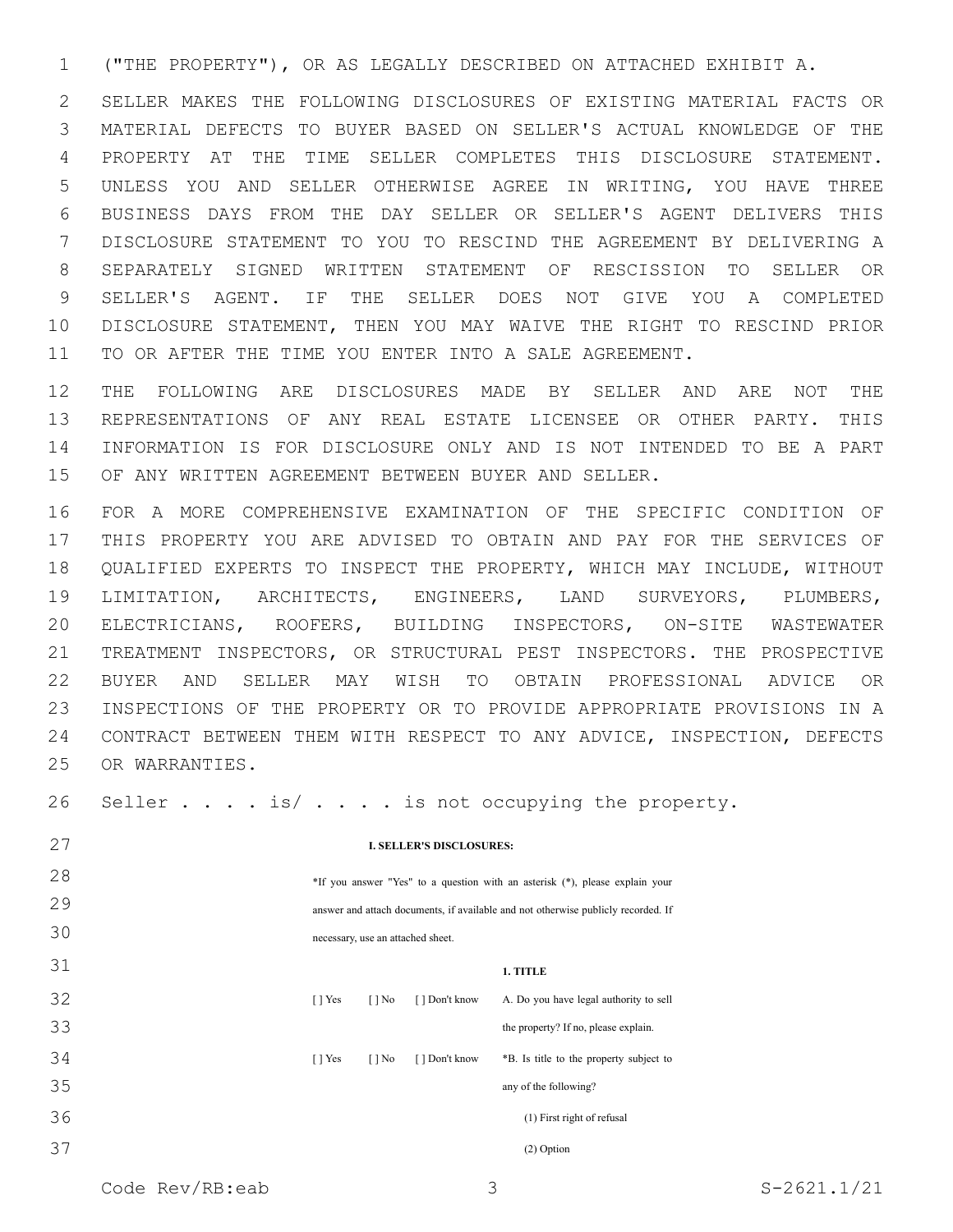("THE PROPERTY"), OR AS LEGALLY DESCRIBED ON ATTACHED EXHIBIT A.

SELLER MAKES THE FOLLOWING DISCLOSURES OF EXISTING MATERIAL FACTS OR MATERIAL DEFECTS TO BUYER BASED ON SELLER'S ACTUAL KNOWLEDGE OF THE PROPERTY AT THE TIME SELLER COMPLETES THIS DISCLOSURE STATEMENT. UNLESS YOU AND SELLER OTHERWISE AGREE IN WRITING, YOU HAVE THREE BUSINESS DAYS FROM THE DAY SELLER OR SELLER'S AGENT DELIVERS THIS DISCLOSURE STATEMENT TO YOU TO RESCIND THE AGREEMENT BY DELIVERING A SEPARATELY SIGNED WRITTEN STATEMENT OF RESCISSION TO SELLER OR SELLER'S AGENT. IF THE SELLER DOES NOT GIVE YOU A COMPLETED DISCLOSURE STATEMENT, THEN YOU MAY WAIVE THE RIGHT TO RESCIND PRIOR TO OR AFTER THE TIME YOU ENTER INTO A SALE AGREEMENT.

THE FOLLOWING ARE DISCLOSURES MADE BY SELLER AND ARE NOT THE REPRESENTATIONS OF ANY REAL ESTATE LICENSEE OR OTHER PARTY. THIS INFORMATION IS FOR DISCLOSURE ONLY AND IS NOT INTENDED TO BE A PART OF ANY WRITTEN AGREEMENT BETWEEN BUYER AND SELLER.

FOR A MORE COMPREHENSIVE EXAMINATION OF THE SPECIFIC CONDITION OF THIS PROPERTY YOU ARE ADVISED TO OBTAIN AND PAY FOR THE SERVICES OF QUALIFIED EXPERTS TO INSPECT THE PROPERTY, WHICH MAY INCLUDE, WITHOUT LIMITATION, ARCHITECTS, ENGINEERS, LAND SURVEYORS, PLUMBERS, ELECTRICIANS, ROOFERS, BUILDING INSPECTORS, ON-SITE WASTEWATER TREATMENT INSPECTORS, OR STRUCTURAL PEST INSPECTORS. THE PROSPECTIVE BUYER AND SELLER MAY WISH TO OBTAIN PROFESSIONAL ADVICE OR INSPECTIONS OF THE PROPERTY OR TO PROVIDE APPROPRIATE PROVISIONS IN A CONTRACT BETWEEN THEM WITH RESPECT TO ANY ADVICE, INSPECTION, DEFECTS OR WARRANTIES.

Seller . . . . is/ . . . . is not occupying the property.

**I. SELLER'S DISCLOSURES:**

*If you answer "Yes" to a question with an asterisk (*), please explain your answer and attach documents, if available and not otherwise publicly recorded. If necessary, use an attached sheet.

**1. TITLE**

| | | | |
|---|---|---|---|
| [ ] Yes | [ ] No | [ ] Don't know | A. Do you have legal authority to sell the property? If no, please explain. |
| [ ] Yes | [ ] No | [ ] Don't know | *B. Is title to the property subject to any of the following? |
| | | | (1) First right of refusal |
| | | | (2) Option |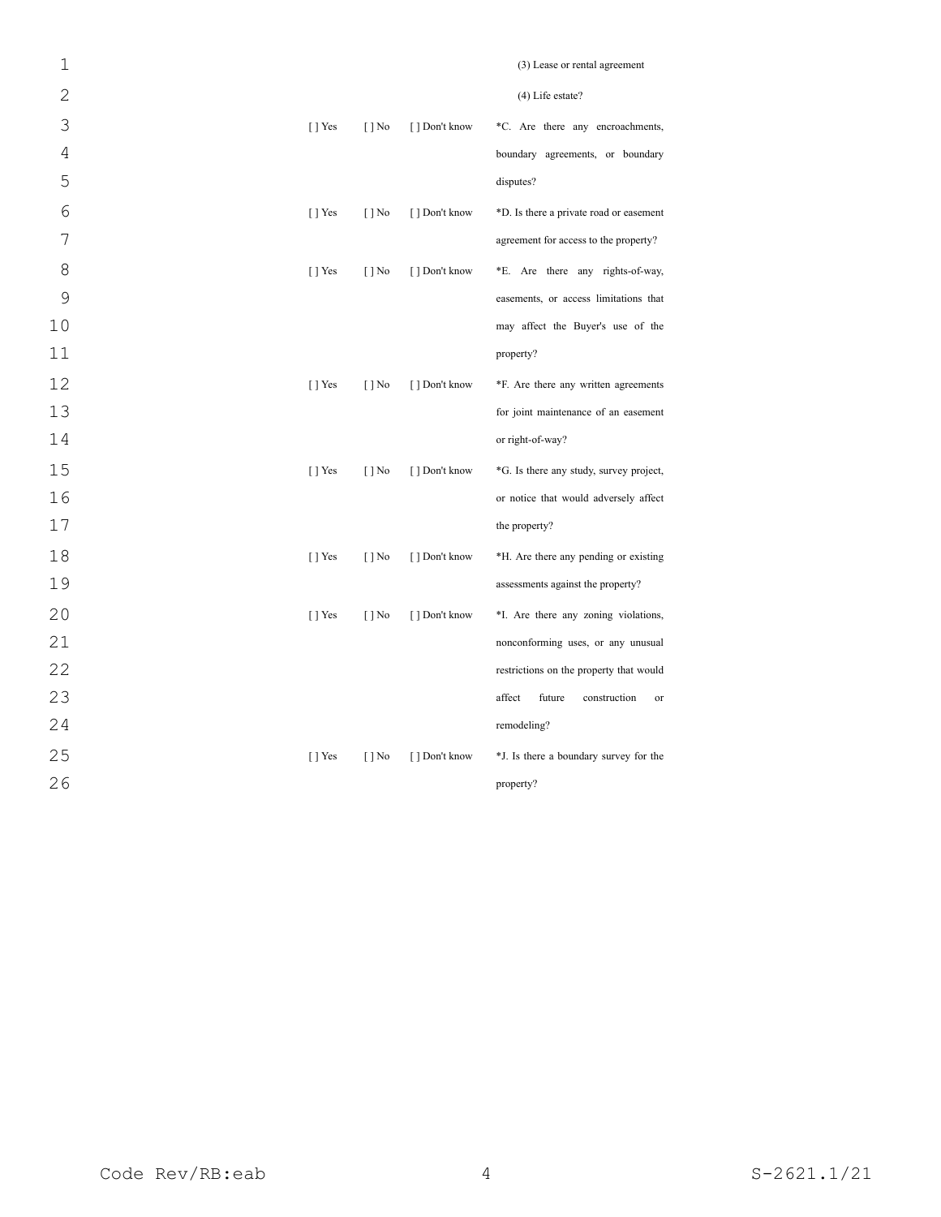(3) Lease or rental agreement

(4) Life estate?

| | | | |
|---|---|---|---|
| [ ] Yes | [ ] No | [ ] Don't know | *C. Are there any encroachments, boundary agreements, or boundary disputes? |
| [ ] Yes | [ ] No | [ ] Don't know | *D. Is there a private road or easement agreement for access to the property? |
| [ ] Yes | [ ] No | [ ] Don't know | *E. Are there any rights-of-way, easements, or access limitations that may affect the Buyer's use of the property? |
| [ ] Yes | [ ] No | [ ] Don't know | *F. Are there any written agreements for joint maintenance of an easement or right-of-way? |
| [ ] Yes | [ ] No | [ ] Don't know | *G. Is there any study, survey project, or notice that would adversely affect the property? |
| [ ] Yes | [ ] No | [ ] Don't know | *H. Are there any pending or existing assessments against the property? |
| [ ] Yes | [ ] No | [ ] Don't know | *I. Are there any zoning violations, nonconforming uses, or any unusual restrictions on the property that would affect future construction or remodeling? |
| [ ] Yes | [ ] No | [ ] Don't know | *J. Is there a boundary survey for the property? |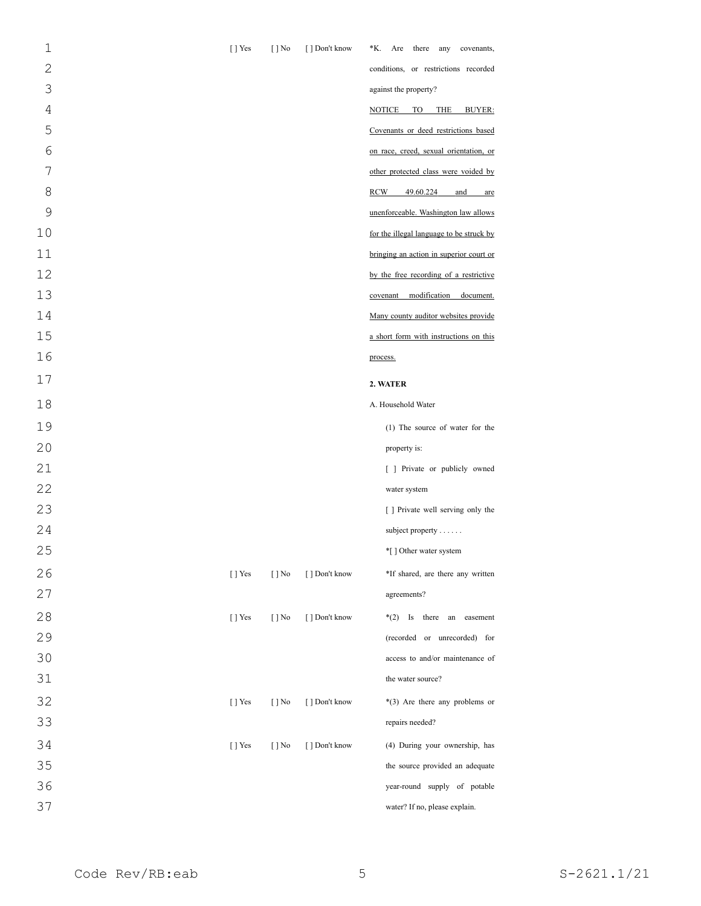| | | | |
|---|---|---|---|
| [ ] Yes | [ ] No | [ ] Don't know | *K. Are there any covenants, conditions, or restrictions recorded against the property? |
| | | | <u>NOTICE TO THE BUYER: Covenants or deed restrictions based on race, creed, sexual orientation, or other protected class were voided by RCW 49.60.224 and are unenforceable. Washington law allows for the illegal language to be struck by bringing an action in superior court or by the free recording of a restrictive covenant modification document. Many county auditor websites provide a short form with instructions on this process.</u> |
| | | | **2. WATER** |
| | | | A. Household Water |
| | | | (1) The source of water for the property is: |
| | | | [ ] Private or publicly owned water system |
| | | | [ ] Private well serving only the subject property . . . . . . |
| | | | *[ ] Other water system |
| [ ] Yes | [ ] No | [ ] Don't know | *If shared, are there any written agreements? |
| [ ] Yes | [ ] No | [ ] Don't know | *(2) Is there an easement (recorded or unrecorded) for access to and/or maintenance of the water source? |
| [ ] Yes | [ ] No | [ ] Don't know | *(3) Are there any problems or repairs needed? |
| [ ] Yes | [ ] No | [ ] Don't know | (4) During your ownership, has the source provided an adequate year-round supply of potable water? If no, please explain. |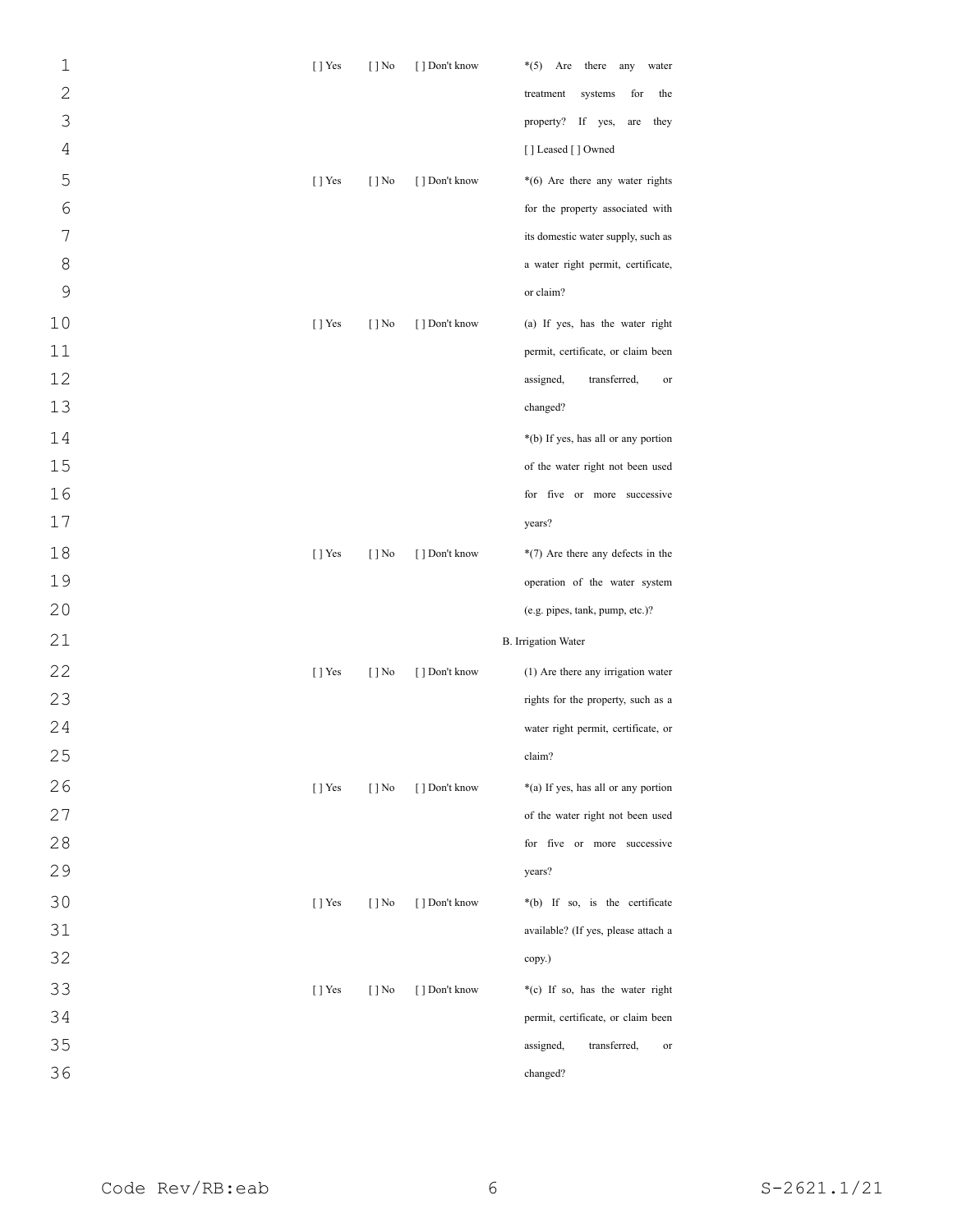| | | | |
|---|---|---|---|
| [ ] Yes | [ ] No | [ ] Don't know | *(5) Are there any water treatment systems for the property? If yes, are they [ ] Leased [ ] Owned |
| [ ] Yes | [ ] No | [ ] Don't know | *(6) Are there any water rights for the property associated with its domestic water supply, such as a water right permit, certificate, or claim? |
| [ ] Yes | [ ] No | [ ] Don't know | (a) If yes, has the water right permit, certificate, or claim been assigned, transferred, or changed? |
| | | | *(b) If yes, has all or any portion of the water right not been used for five or more successive years? |
| [ ] Yes | [ ] No | [ ] Don't know | *(7) Are there any defects in the operation of the water system (e.g. pipes, tank, pump, etc.)? |
| | | | B. Irrigation Water |
| [ ] Yes | [ ] No | [ ] Don't know | (1) Are there any irrigation water rights for the property, such as a water right permit, certificate, or claim? |
| [ ] Yes | [ ] No | [ ] Don't know | *(a) If yes, has all or any portion of the water right not been used for five or more successive years? |
| [ ] Yes | [ ] No | [ ] Don't know | *(b) If so, is the certificate available? (If yes, please attach a copy.) |
| [ ] Yes | [ ] No | [ ] Don't know | *(c) If so, has the water right permit, certificate, or claim been assigned, transferred, or changed? |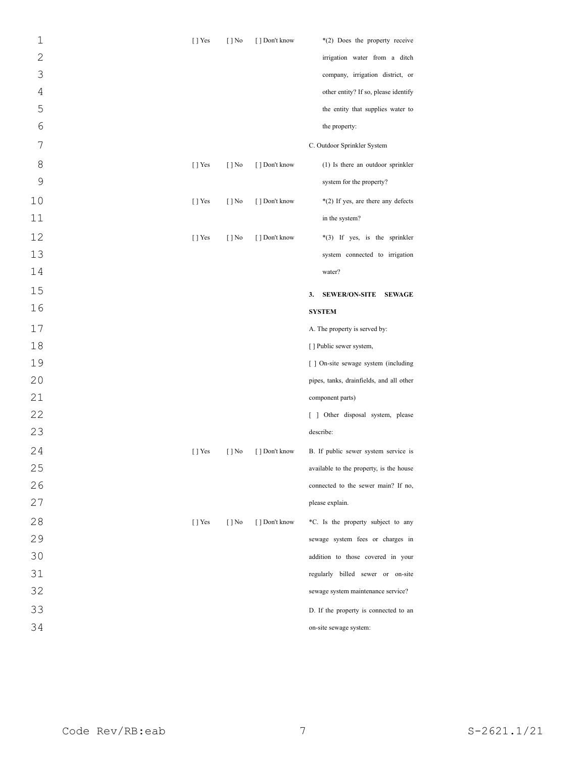| | | | |
|---|---|---|---|
| [ ] Yes | [ ] No | [ ] Don't know | *(2) Does the property receive irrigation water from a ditch company, irrigation district, or other entity? If so, please identify the entity that supplies water to the property: |
| | | | C. Outdoor Sprinkler System |
| [ ] Yes | [ ] No | [ ] Don't know | (1) Is there an outdoor sprinkler system for the property? |
| [ ] Yes | [ ] No | [ ] Don't know | *(2) If yes, are there any defects in the system? |
| [ ] Yes | [ ] No | [ ] Don't know | *(3) If yes, is the sprinkler system connected to irrigation water? |
| | | | **3. SEWER/ON-SITE SEWAGE SYSTEM** |
| | | | A. The property is served by:<br>[ ] Public sewer system,<br>[ ] On-site sewage system (including pipes, tanks, drainfields, and all other component parts)<br>[ ] Other disposal system, please describe: |
| [ ] Yes | [ ] No | [ ] Don't know | B. If public sewer system service is available to the property, is the house connected to the sewer main? If no, please explain. |
| [ ] Yes | [ ] No | [ ] Don't know | *C. Is the property subject to any sewage system fees or charges in addition to those covered in your regularly billed sewer or on-site sewage system maintenance service? |
| | | | D. If the property is connected to an on-site sewage system: |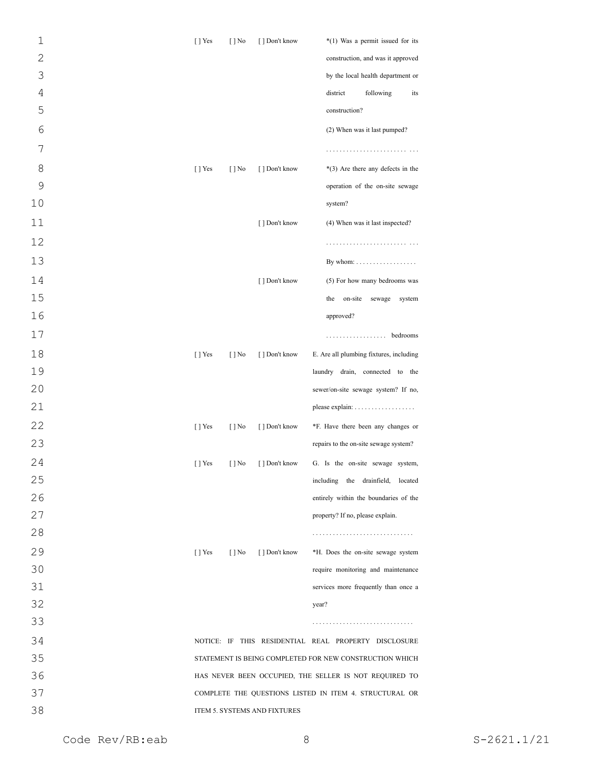| | | | |
|---|---|---|---|
| [ ] Yes | [ ] No | [ ] Don't know | *(1) Was a permit issued for its construction, and was it approved by the local health department or district following its construction? |
| | | | (2) When was it last pumped? |
| | | | . . . . . . . . . . . . . . . . . . . . . . . . . . . |
| [ ] Yes | [ ] No | [ ] Don't know | *(3) Are there any defects in the operation of the on-site sewage system? |
| | | [ ] Don't know | (4) When was it last inspected? |
| | | | . . . . . . . . . . . . . . . . . . . . . . . . . . . |
| | | | By whom: . . . . . . . . . . . . . . . . . . |
| | | [ ] Don't know | (5) For how many bedrooms was the on-site sewage system approved? |
| | | | . . . . . . . . . . . . . . . . . . bedrooms |
| [ ] Yes | [ ] No | [ ] Don't know | E. Are all plumbing fixtures, including laundry drain, connected to the sewer/on-site sewage system? If no, please explain: . . . . . . . . . . . . . . . . . . |
| [ ] Yes | [ ] No | [ ] Don't know | *F. Have there been any changes or repairs to the on-site sewage system? |
| [ ] Yes | [ ] No | [ ] Don't know | G. Is the on-site sewage system, including the drainfield, located entirely within the boundaries of the property? If no, please explain. |
| | | | . . . . . . . . . . . . . . . . . . . . . . . . . . . . . . |
| [ ] Yes | [ ] No | [ ] Don't know | *H. Does the on-site sewage system require monitoring and maintenance services more frequently than once a year? |
| | | | . . . . . . . . . . . . . . . . . . . . . . . . . . . . . . |

NOTICE: IF THIS RESIDENTIAL REAL PROPERTY DISCLOSURE STATEMENT IS BEING COMPLETED FOR NEW CONSTRUCTION WHICH HAS NEVER BEEN OCCUPIED, THE SELLER IS NOT REQUIRED TO COMPLETE THE QUESTIONS LISTED IN ITEM 4. STRUCTURAL OR ITEM 5. SYSTEMS AND FIXTURES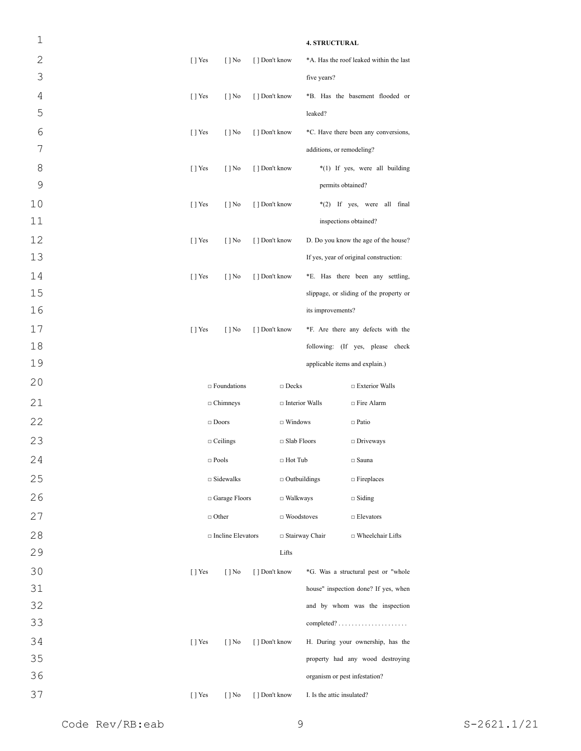**4. STRUCTURAL**

[ ] Yes [ ] No [ ] Don't know *A. Has the roof leaked within the last five years?

[ ] Yes [ ] No [ ] Don't know *B. Has the basement flooded or leaked?

[ ] Yes [ ] No [ ] Don't know *C. Have there been any conversions, additions, or remodeling?

[ ] Yes [ ] No [ ] Don't know *(1) If yes, were all building permits obtained?

[ ] Yes [ ] No [ ] Don't know *(2) If yes, were all final inspections obtained?

[ ] Yes [ ] No [ ] Don't know D. Do you know the age of the house? If yes, year of original construction:

[ ] Yes [ ] No [ ] Don't know *E. Has there been any settling, slippage, or sliding of the property or its improvements?

[ ] Yes [ ] No [ ] Don't know *F. Are there any defects with the following: (If yes, please check applicable items and explain.)

| | | |
|---|---|---|
| □ Foundations | □ Decks | □ Exterior Walls |
| □ Chimneys | □ Interior Walls | □ Fire Alarm |
| □ Doors | □ Windows | □ Patio |
| □ Ceilings | □ Slab Floors | □ Driveways |
| □ Pools | □ Hot Tub | □ Sauna |
| □ Sidewalks | □ Outbuildings | □ Fireplaces |
| □ Garage Floors | □ Walkways | □ Siding |
| □ Other | □ Woodstoves | □ Elevators |
| □ Incline Elevators | □ Stairway Chair Lifts | □ Wheelchair Lifts |

[ ] Yes [ ] No [ ] Don't know *G. Was a structural pest or "whole house" inspection done? If yes, when and by whom was the inspection completed? . . . . . . . . . . . . . . . . . . . . .

[ ] Yes [ ] No [ ] Don't know H. During your ownership, has the property had any wood destroying organism or pest infestation?

[ ] Yes [ ] No [ ] Don't know I. Is the attic insulated?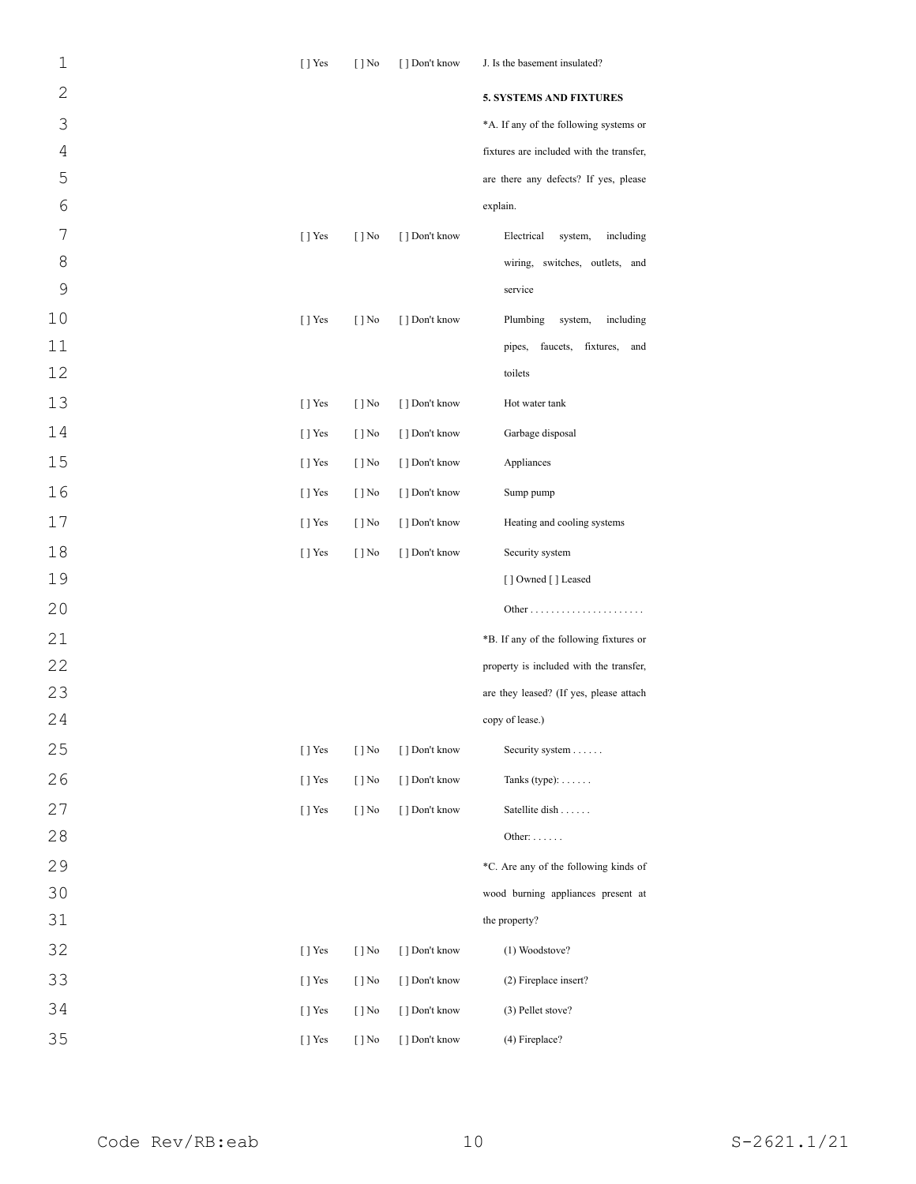[ ] Yes [ ] No [ ] Don't know J. Is the basement insulated?

**5. SYSTEMS AND FIXTURES**

*A. If any of the following systems or fixtures are included with the transfer, are there any defects? If yes, please explain.

[ ] Yes [ ] No [ ] Don't know Electrical system, including wiring, switches, outlets, and service

[ ] Yes [ ] No [ ] Don't know Plumbing system, including pipes, faucets, fixtures, and toilets

[ ] Yes [ ] No [ ] Don't know Hot water tank

[ ] Yes [ ] No [ ] Don't know Garbage disposal

[ ] Yes [ ] No [ ] Don't know Appliances

[ ] Yes [ ] No [ ] Don't know Sump pump

[ ] Yes [ ] No [ ] Don't know Heating and cooling systems

[ ] Yes [ ] No [ ] Don't know Security system

[ ] Owned [ ] Leased

Other . . . . . . . . . . . . . . . . . . . . . .

*B. If any of the following fixtures or property is included with the transfer, are they leased? (If yes, please attach copy of lease.)

[ ] Yes [ ] No [ ] Don't know Security system . . . . . .

[ ] Yes [ ] No [ ] Don't know Tanks (type): . . . . . .

[ ] Yes [ ] No [ ] Don't know Satellite dish . . . . . .

Other: . . . . . .

*C. Are any of the following kinds of wood burning appliances present at the property?

[ ] Yes [ ] No [ ] Don't know (1) Woodstove?

[ ] Yes [ ] No [ ] Don't know (2) Fireplace insert?

[ ] Yes [ ] No [ ] Don't know (3) Pellet stove?

[ ] Yes [ ] No [ ] Don't know (4) Fireplace?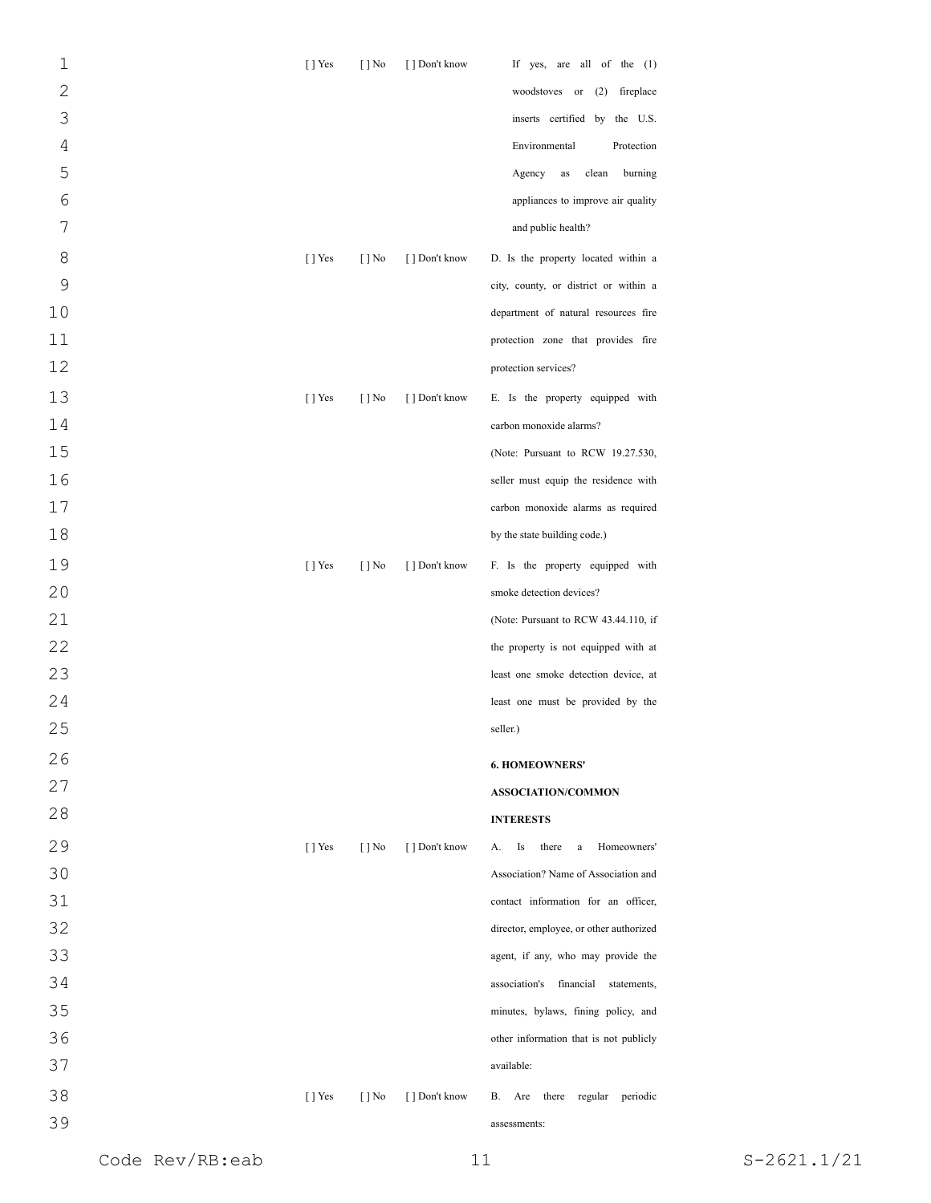| | | | |
|---|---|---|---|
| [ ] Yes | [ ] No | [ ] Don't know | If yes, are all of the (1) woodstoves or (2) fireplace inserts certified by the U.S. Environmental Protection Agency as clean burning appliances to improve air quality and public health? |
| [ ] Yes | [ ] No | [ ] Don't know | D. Is the property located within a city, county, or district or within a department of natural resources fire protection zone that provides fire protection services? |
| [ ] Yes | [ ] No | [ ] Don't know | E. Is the property equipped with carbon monoxide alarms? (Note: Pursuant to RCW 19.27.530, seller must equip the residence with carbon monoxide alarms as required by the state building code.) |
| [ ] Yes | [ ] No | [ ] Don't know | F. Is the property equipped with smoke detection devices? (Note: Pursuant to RCW 43.44.110, if the property is not equipped with at least one smoke detection device, at least one must be provided by the seller.) |
| | | | **6. HOMEOWNERS' ASSOCIATION/COMMON INTERESTS** |
| [ ] Yes | [ ] No | [ ] Don't know | A. Is there a Homeowners' Association? Name of Association and contact information for an officer, director, employee, or other authorized agent, if any, who may provide the association's financial statements, minutes, bylaws, fining policy, and other information that is not publicly available: |
| [ ] Yes | [ ] No | [ ] Don't know | B. Are there regular periodic assessments: |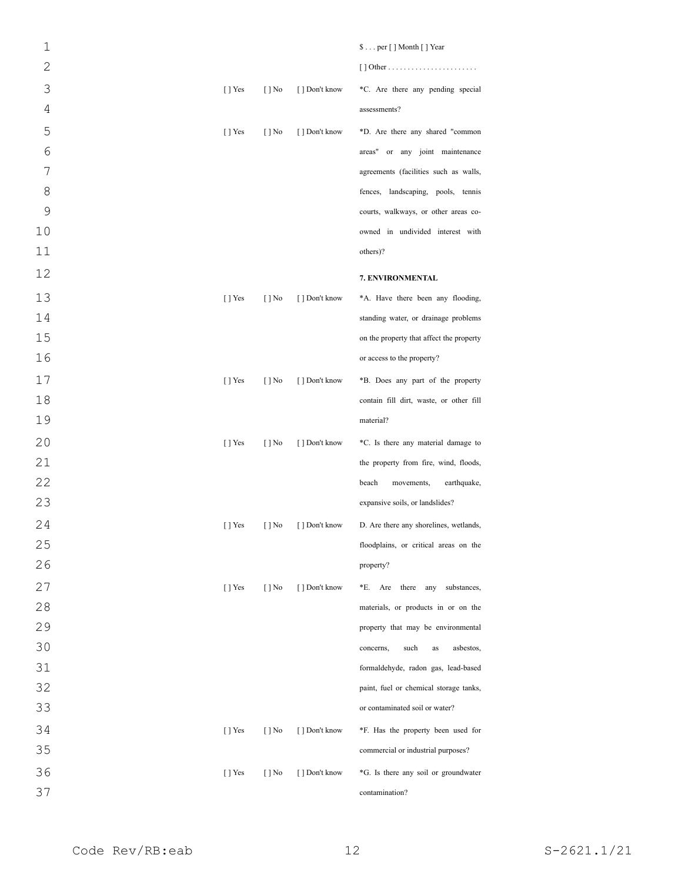$ . . . per [ ] Month [ ] Year

[ ] Other . . . . . . . . . . . . . . . . . . . . . . .

| | | | |
|---|---|---|---|
| [ ] Yes | [ ] No | [ ] Don't know | *C. Are there any pending special assessments? |
| [ ] Yes | [ ] No | [ ] Don't know | *D. Are there any shared "common areas" or any joint maintenance agreements (facilities such as walls, fences, landscaping, pools, tennis courts, walkways, or other areas co-owned in undivided interest with others)? |

**7. ENVIRONMENTAL**

| | | | |
|---|---|---|---|
| [ ] Yes | [ ] No | [ ] Don't know | *A. Have there been any flooding, standing water, or drainage problems on the property that affect the property or access to the property? |
| [ ] Yes | [ ] No | [ ] Don't know | *B. Does any part of the property contain fill dirt, waste, or other fill material? |
| [ ] Yes | [ ] No | [ ] Don't know | *C. Is there any material damage to the property from fire, wind, floods, beach movements, earthquake, expansive soils, or landslides? |
| [ ] Yes | [ ] No | [ ] Don't know | D. Are there any shorelines, wetlands, floodplains, or critical areas on the property? |
| [ ] Yes | [ ] No | [ ] Don't know | *E. Are there any substances, materials, or products in or on the property that may be environmental concerns, such as asbestos, formaldehyde, radon gas, lead-based paint, fuel or chemical storage tanks, or contaminated soil or water? |
| [ ] Yes | [ ] No | [ ] Don't know | *F. Has the property been used for commercial or industrial purposes? |
| [ ] Yes | [ ] No | [ ] Don't know | *G. Is there any soil or groundwater contamination? |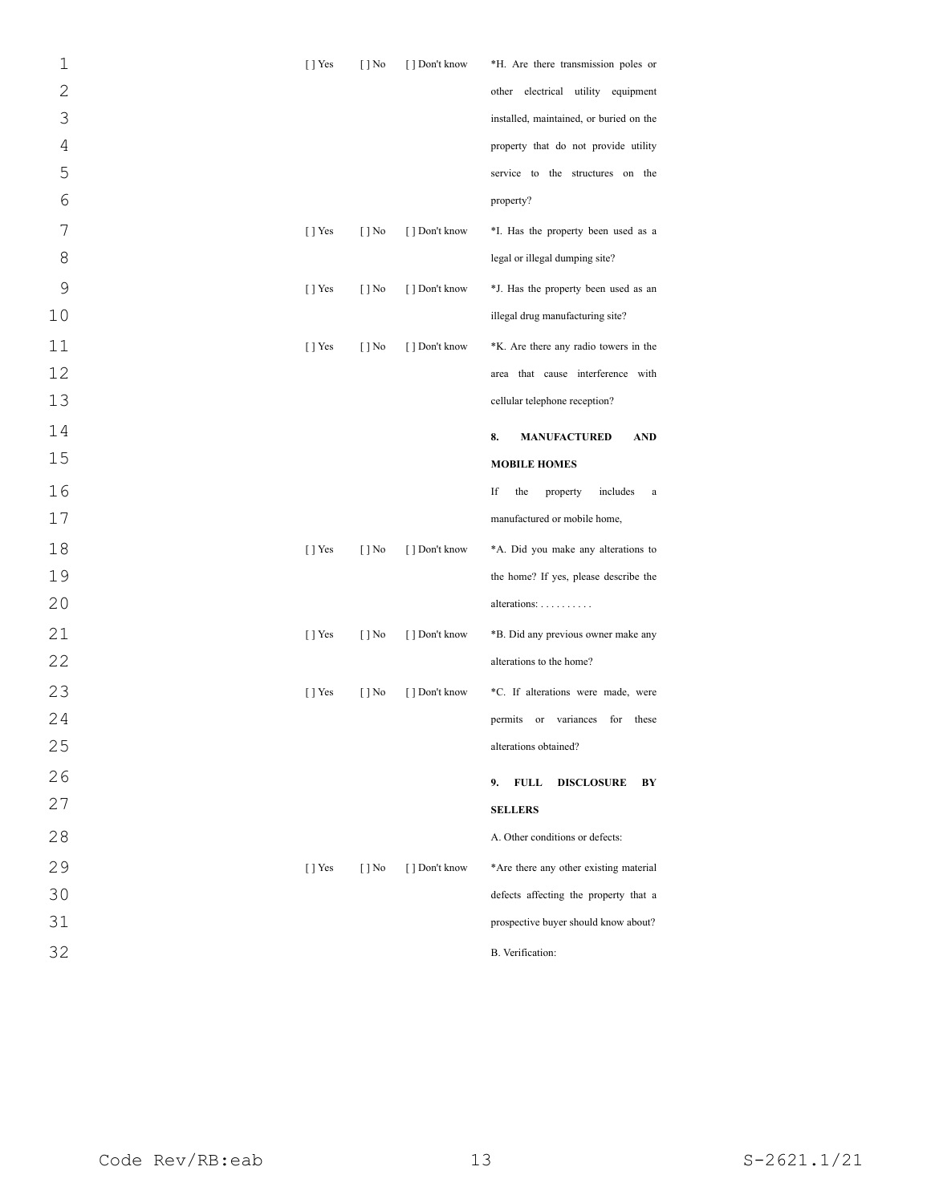| | | | |
|---|---|---|---|
| [ ] Yes | [ ] No | [ ] Don't know | *H. Are there transmission poles or other electrical utility equipment installed, maintained, or buried on the property that do not provide utility service to the structures on the property? |
| [ ] Yes | [ ] No | [ ] Don't know | *I. Has the property been used as a legal or illegal dumping site? |
| [ ] Yes | [ ] No | [ ] Don't know | *J. Has the property been used as an illegal drug manufacturing site? |
| [ ] Yes | [ ] No | [ ] Don't know | *K. Are there any radio towers in the area that cause interference with cellular telephone reception? |
| | | | **8. MANUFACTURED AND MOBILE HOMES** |
| | | | If the property includes a manufactured or mobile home, |
| [ ] Yes | [ ] No | [ ] Don't know | *A. Did you make any alterations to the home? If yes, please describe the alterations: . . . . . . . . . . |
| [ ] Yes | [ ] No | [ ] Don't know | *B. Did any previous owner make any alterations to the home? |
| [ ] Yes | [ ] No | [ ] Don't know | *C. If alterations were made, were permits or variances for these alterations obtained? |
| | | | **9. FULL DISCLOSURE BY SELLERS** |
| | | | A. Other conditions or defects: |
| [ ] Yes | [ ] No | [ ] Don't know | *Are there any other existing material defects affecting the property that a prospective buyer should know about? |
| | | | B. Verification: |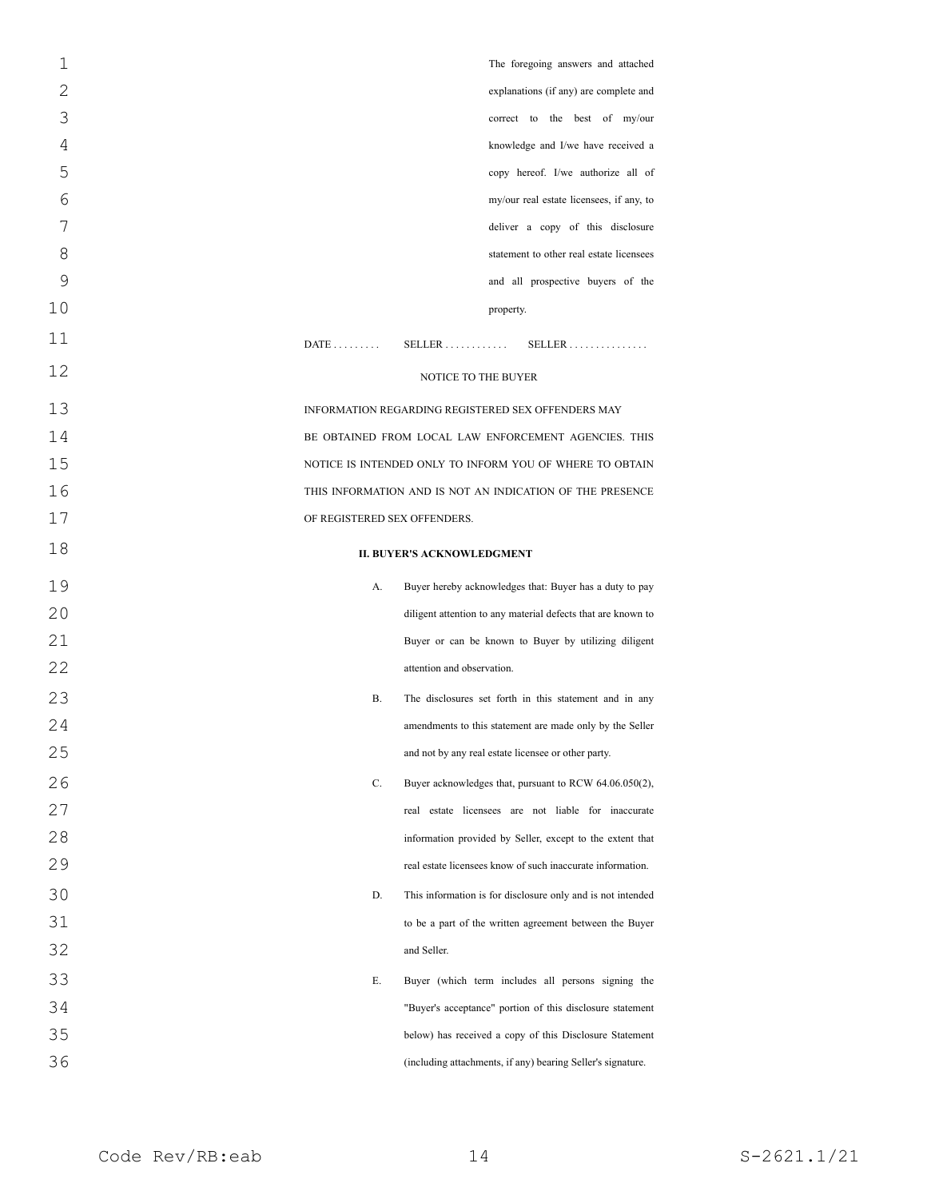The foregoing answers and attached explanations (if any) are complete and correct to the best of my/our knowledge and I/we have received a copy hereof. I/we authorize all of my/our real estate licensees, if any, to deliver a copy of this disclosure statement to other real estate licensees and all prospective buyers of the property.

DATE . . . . . . . . . SELLER . . . . . . . . . . . . SELLER . . . . . . . . . . . . . . .

NOTICE TO THE BUYER

INFORMATION REGARDING REGISTERED SEX OFFENDERS MAY BE OBTAINED FROM LOCAL LAW ENFORCEMENT AGENCIES. THIS NOTICE IS INTENDED ONLY TO INFORM YOU OF WHERE TO OBTAIN THIS INFORMATION AND IS NOT AN INDICATION OF THE PRESENCE OF REGISTERED SEX OFFENDERS.

**II. BUYER'S ACKNOWLEDGMENT**

A. Buyer hereby acknowledges that: Buyer has a duty to pay diligent attention to any material defects that are known to Buyer or can be known to Buyer by utilizing diligent attention and observation.

B. The disclosures set forth in this statement and in any amendments to this statement are made only by the Seller and not by any real estate licensee or other party.

C. Buyer acknowledges that, pursuant to RCW 64.06.050(2), real estate licensees are not liable for inaccurate information provided by Seller, except to the extent that real estate licensees know of such inaccurate information.

D. This information is for disclosure only and is not intended to be a part of the written agreement between the Buyer and Seller.

E. Buyer (which term includes all persons signing the "Buyer's acceptance" portion of this disclosure statement below) has received a copy of this Disclosure Statement (including attachments, if any) bearing Seller's signature.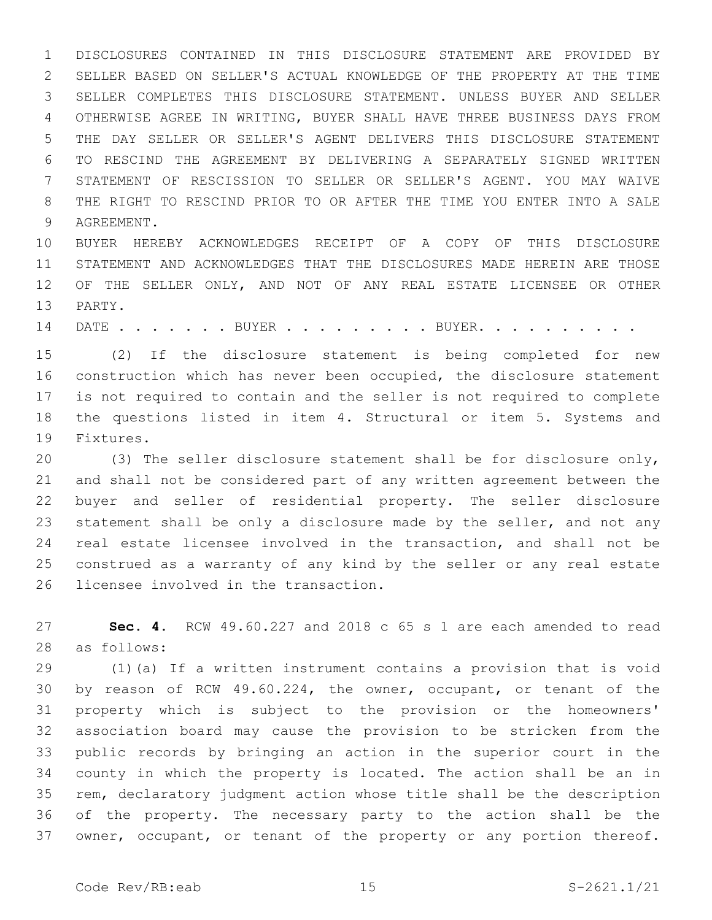DISCLOSURES CONTAINED IN THIS DISCLOSURE STATEMENT ARE PROVIDED BY SELLER BASED ON SELLER'S ACTUAL KNOWLEDGE OF THE PROPERTY AT THE TIME SELLER COMPLETES THIS DISCLOSURE STATEMENT. UNLESS BUYER AND SELLER OTHERWISE AGREE IN WRITING, BUYER SHALL HAVE THREE BUSINESS DAYS FROM THE DAY SELLER OR SELLER'S AGENT DELIVERS THIS DISCLOSURE STATEMENT TO RESCIND THE AGREEMENT BY DELIVERING A SEPARATELY SIGNED WRITTEN STATEMENT OF RESCISSION TO SELLER OR SELLER'S AGENT. YOU MAY WAIVE THE RIGHT TO RESCIND PRIOR TO OR AFTER THE TIME YOU ENTER INTO A SALE AGREEMENT.

BUYER HEREBY ACKNOWLEDGES RECEIPT OF A COPY OF THIS DISCLOSURE STATEMENT AND ACKNOWLEDGES THAT THE DISCLOSURES MADE HEREIN ARE THOSE OF THE SELLER ONLY, AND NOT OF ANY REAL ESTATE LICENSEE OR OTHER PARTY.

DATE . . . . . . . BUYER . . . . . . . . . BUYER. . . . . . . . . .

(2) If the disclosure statement is being completed for new construction which has never been occupied, the disclosure statement is not required to contain and the seller is not required to complete the questions listed in item 4. Structural or item 5. Systems and Fixtures.

(3) The seller disclosure statement shall be for disclosure only, and shall not be considered part of any written agreement between the buyer and seller of residential property. The seller disclosure statement shall be only a disclosure made by the seller, and not any real estate licensee involved in the transaction, and shall not be construed as a warranty of any kind by the seller or any real estate licensee involved in the transaction.

**Sec. 4.** RCW 49.60.227 and 2018 c 65 s 1 are each amended to read as follows:

(1)(a) If a written instrument contains a provision that is void by reason of RCW 49.60.224, the owner, occupant, or tenant of the property which is subject to the provision or the homeowners' association board may cause the provision to be stricken from the public records by bringing an action in the superior court in the county in which the property is located. The action shall be an in rem, declaratory judgment action whose title shall be the description of the property. The necessary party to the action shall be the owner, occupant, or tenant of the property or any portion thereof.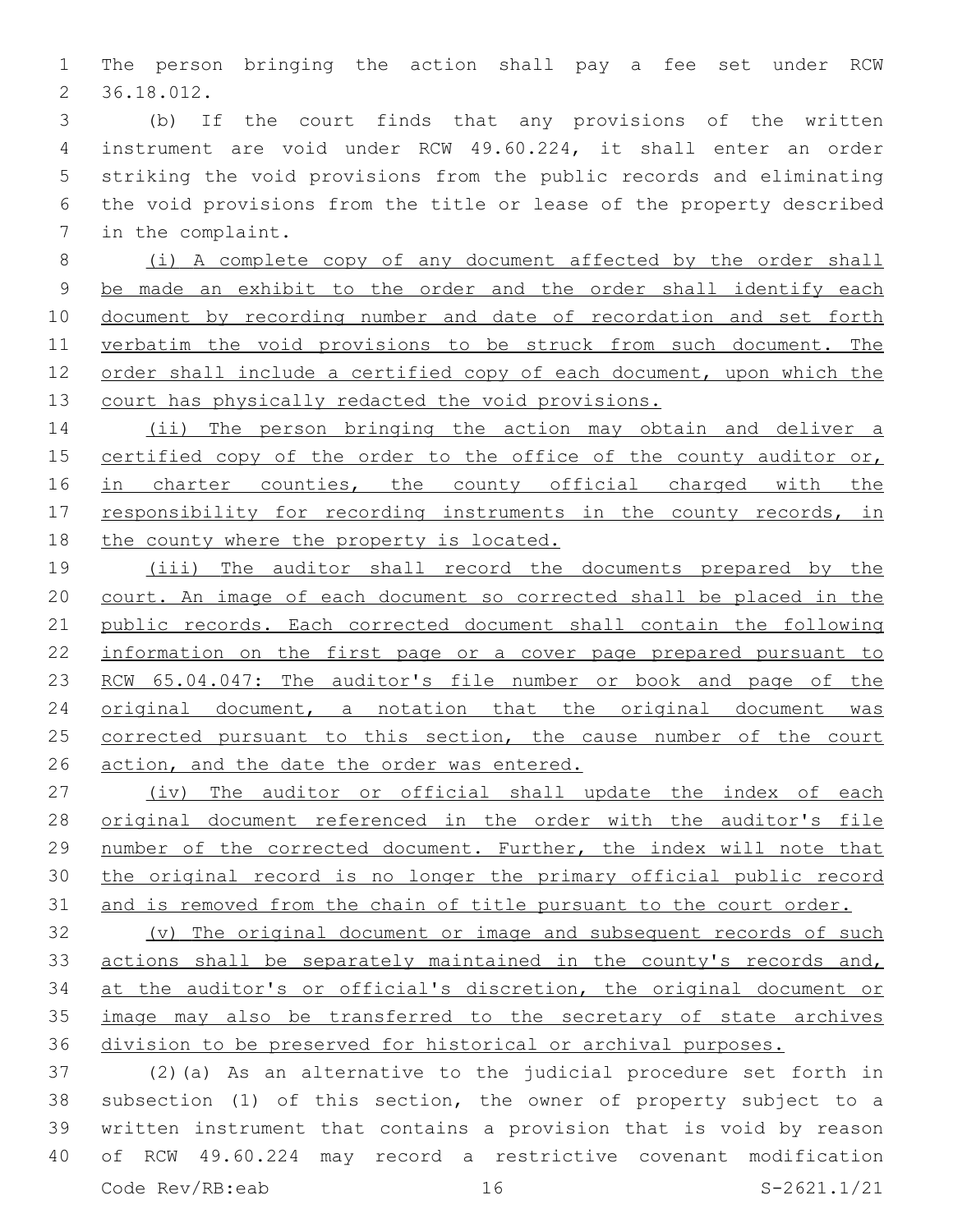The person bringing the action shall pay a fee set under RCW 36.18.012.

(b) If the court finds that any provisions of the written instrument are void under RCW 49.60.224, it shall enter an order striking the void provisions from the public records and eliminating the void provisions from the title or lease of the property described in the complaint.

(i) A complete copy of any document affected by the order shall be made an exhibit to the order and the order shall identify each document by recording number and date of recordation and set forth verbatim the void provisions to be struck from such document. The order shall include a certified copy of each document, upon which the court has physically redacted the void provisions.

(ii) The person bringing the action may obtain and deliver a certified copy of the order to the office of the county auditor or, in charter counties, the county official charged with the responsibility for recording instruments in the county records, in the county where the property is located.

(iii) The auditor shall record the documents prepared by the court. An image of each document so corrected shall be placed in the public records. Each corrected document shall contain the following information on the first page or a cover page prepared pursuant to RCW 65.04.047: The auditor's file number or book and page of the original document, a notation that the original document was corrected pursuant to this section, the cause number of the court action, and the date the order was entered.

(iv) The auditor or official shall update the index of each original document referenced in the order with the auditor's file number of the corrected document. Further, the index will note that the original record is no longer the primary official public record and is removed from the chain of title pursuant to the court order.

(v) The original document or image and subsequent records of such actions shall be separately maintained in the county's records and, at the auditor's or official's discretion, the original document or image may also be transferred to the secretary of state archives division to be preserved for historical or archival purposes.

(2)(a) As an alternative to the judicial procedure set forth in subsection (1) of this section, the owner of property subject to a written instrument that contains a provision that is void by reason of RCW 49.60.224 may record a restrictive covenant modification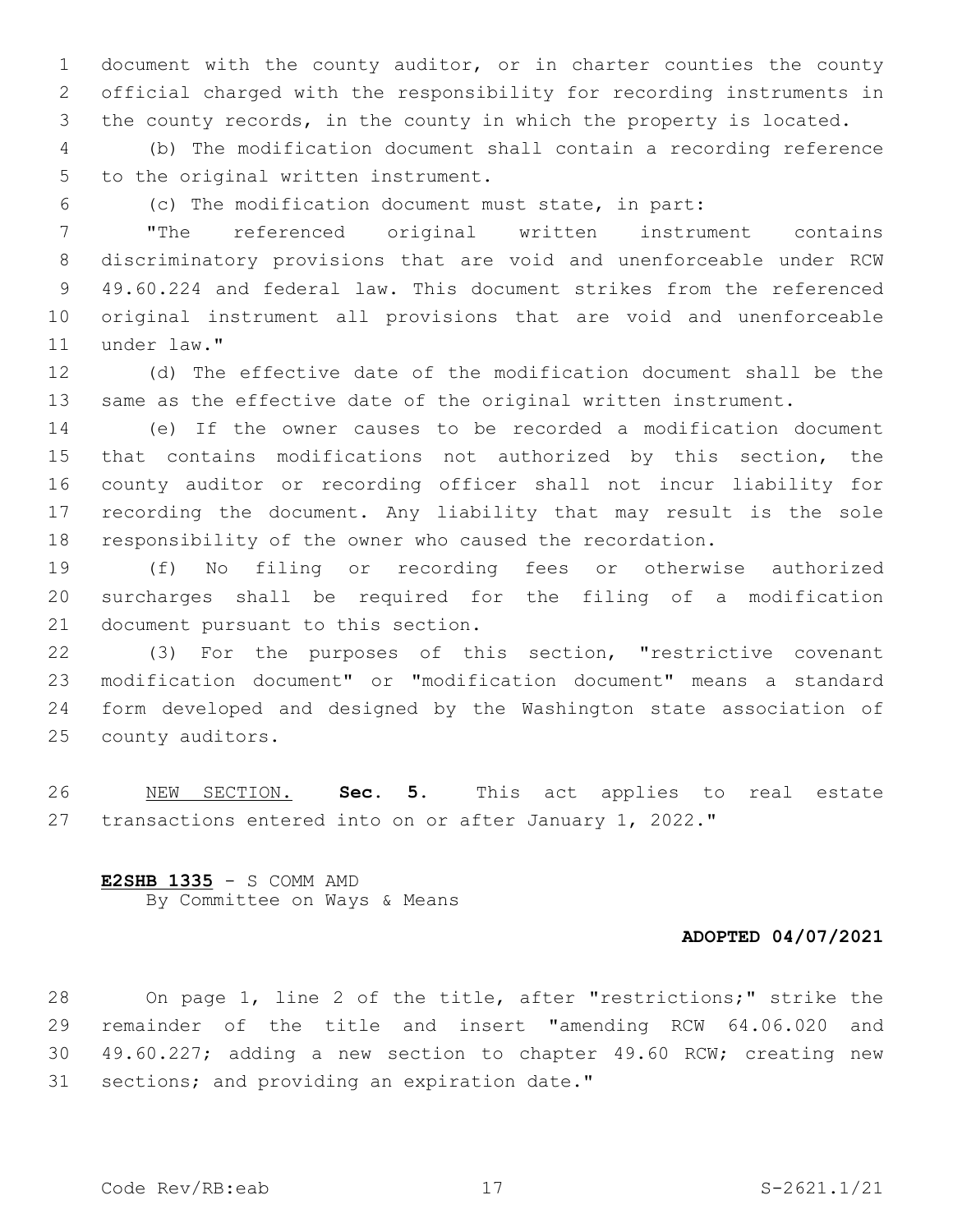document with the county auditor, or in charter counties the county official charged with the responsibility for recording instruments in the county records, in the county in which the property is located.

(b) The modification document shall contain a recording reference to the original written instrument.

(c) The modification document must state, in part:

"The referenced original written instrument contains discriminatory provisions that are void and unenforceable under RCW 49.60.224 and federal law. This document strikes from the referenced original instrument all provisions that are void and unenforceable under law."

(d) The effective date of the modification document shall be the same as the effective date of the original written instrument.

(e) If the owner causes to be recorded a modification document that contains modifications not authorized by this section, the county auditor or recording officer shall not incur liability for recording the document. Any liability that may result is the sole responsibility of the owner who caused the recordation.

(f) No filing or recording fees or otherwise authorized surcharges shall be required for the filing of a modification document pursuant to this section.

(3) For the purposes of this section, "restrictive covenant modification document" or "modification document" means a standard form developed and designed by the Washington state association of county auditors.

NEW SECTION. **Sec. 5.** This act applies to real estate transactions entered into on or after January 1, 2022."

**E2SHB 1335** - S COMM AMD
By Committee on Ways & Means

**ADOPTED 04/07/2021**

On page 1, line 2 of the title, after "restrictions;" strike the remainder of the title and insert "amending RCW 64.06.020 and 49.60.227; adding a new section to chapter 49.60 RCW; creating new sections; and providing an expiration date."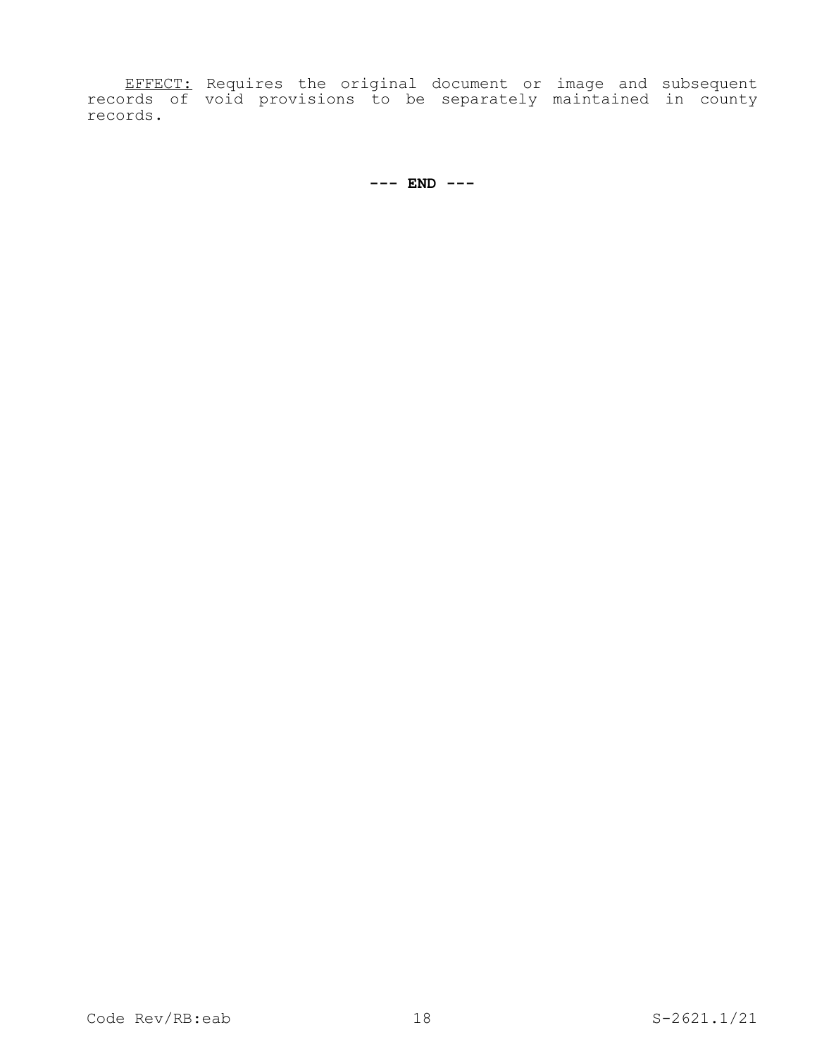EFFECT: Requires the original document or image and subsequent records of void provisions to be separately maintained in county records.

**--- END ---**